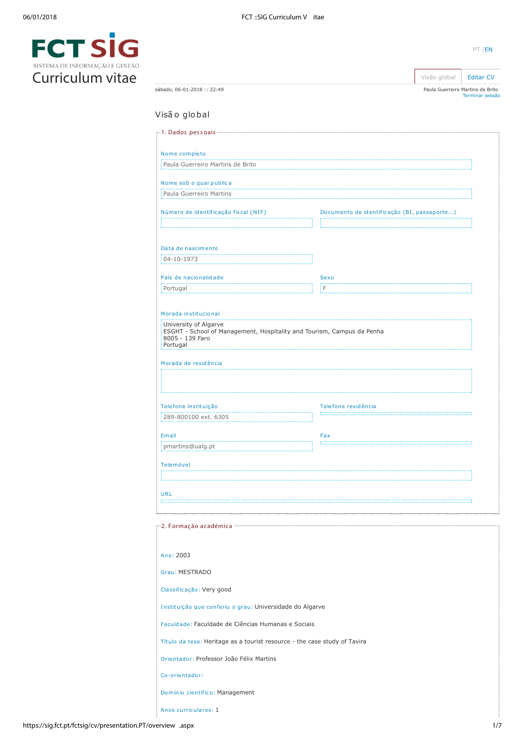# FCT SIG
SISTEMA DE INFORMAÇÃO E GESTÃO
Curriculum vitae

PT | EN

Visão global | Editar CV

sábado, 06-01-2018 :: 22:49

Paula Guerreiro Martins de Brito
Terminar sessão

## Visão global

### 1. Dados pessoais

**Nome completo**
Paula Guerreiro Martins de Brito

**Nome sob o qual publica**
Paula Guerreiro Martins

**Número de identificação fiscal (NIF)**

**Documento de identificação (BI, passaporte...)**

**Data de nascimento**
04-10-1973

**País de nacionalidade**
Portugal

**Sexo**
F

**Morada institucional**
University of Algarve
ESGHT - School of Management, Hospitality and Tourism, Campus da Penha
8005 - 139 Faro
Portugal

**Morada de residência**

**Telefone instituição**
289-800100 ext. 6305

**Telefone residência**

**Email**
pmartins@ualg.pt

**Fax**

**Telemóvel**

**URL**

### 2. Formação académica

**Ano:** 2003

**Grau:** MESTRADO

**Classificação:** Very good

**Instituição que conferiu o grau:** Universidade do Algarve

**Faculdade:** Faculdade de Ciências Humanas e Sociais

**Título da tese:** Heritage as a tourist resource - the case study of Tavira

**Orientador:** Professor João Félix Martins

**Co-orientador:**

**Domínio científico:** Management

**Anos curriculares:** 1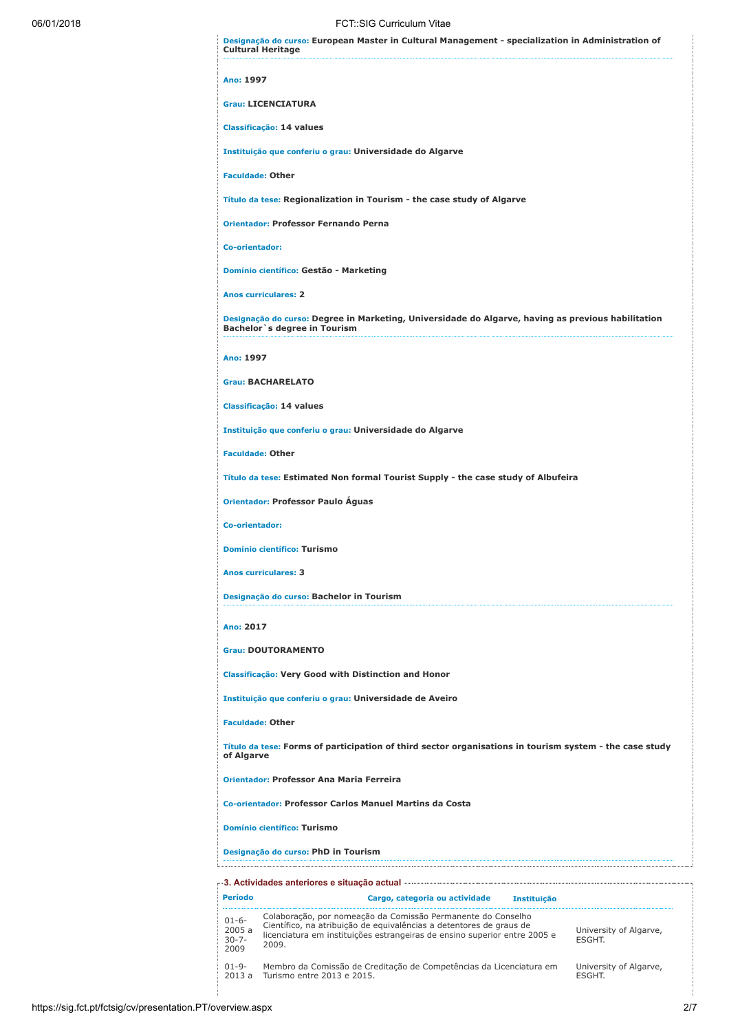**Designação do curso:** European Master in Cultural Management - specialization in Administration of Cultural Heritage

**Ano:** 1997

**Grau:** LICENCIATURA

**Classificação:** 14 values

**Instituição que conferiu o grau:** Universidade do Algarve

**Faculdade:** Other

**Título da tese:** Regionalization in Tourism - the case study of Algarve

**Orientador:** Professor Fernando Perna

**Co-orientador:**

**Domínio científico:** Gestão - Marketing

**Anos curriculares:** 2

**Designação do curso:** Degree in Marketing, Universidade do Algarve, having as previous habilitation Bachelor`s degree in Tourism

**Ano:** 1997

**Grau:** BACHARELATO

**Classificação:** 14 values

**Instituição que conferiu o grau:** Universidade do Algarve

**Faculdade:** Other

**Título da tese:** Estimated Non formal Tourist Supply - the case study of Albufeira

**Orientador:** Professor Paulo Águas

**Co-orientador:**

**Domínio científico:** Turismo

**Anos curriculares:** 3

**Designação do curso:** Bachelor in Tourism

**Ano:** 2017

**Grau:** DOUTORAMENTO

**Classificação:** Very Good with Distinction and Honor

**Instituição que conferiu o grau:** Universidade de Aveiro

**Faculdade:** Other

**Título da tese:** Forms of participation of third sector organisations in tourism system - the case study of Algarve

**Orientador:** Professor Ana Maria Ferreira

**Co-orientador:** Professor Carlos Manuel Martins da Costa

**Domínio científico:** Turismo

**Designação do curso:** PhD in Tourism

## 3. Actividades anteriores e situação actual

| Período | Cargo, categoria ou actividade | Instituição |
|---|---|---|
| 01-6-2005 a 30-7-2009 | Colaboração, por nomeação da Comissão Permanente do Conselho Científico, na atribuição de equivalências a detentores de graus de licenciatura em instituições estrangeiras de ensino superior entre 2005 e 2009. | University of Algarve, ESGHT. |
| 01-9-2013 a | Membro da Comissão de Creditação de Competências da Licenciatura em Turismo entre 2013 e 2015. | University of Algarve, ESGHT. |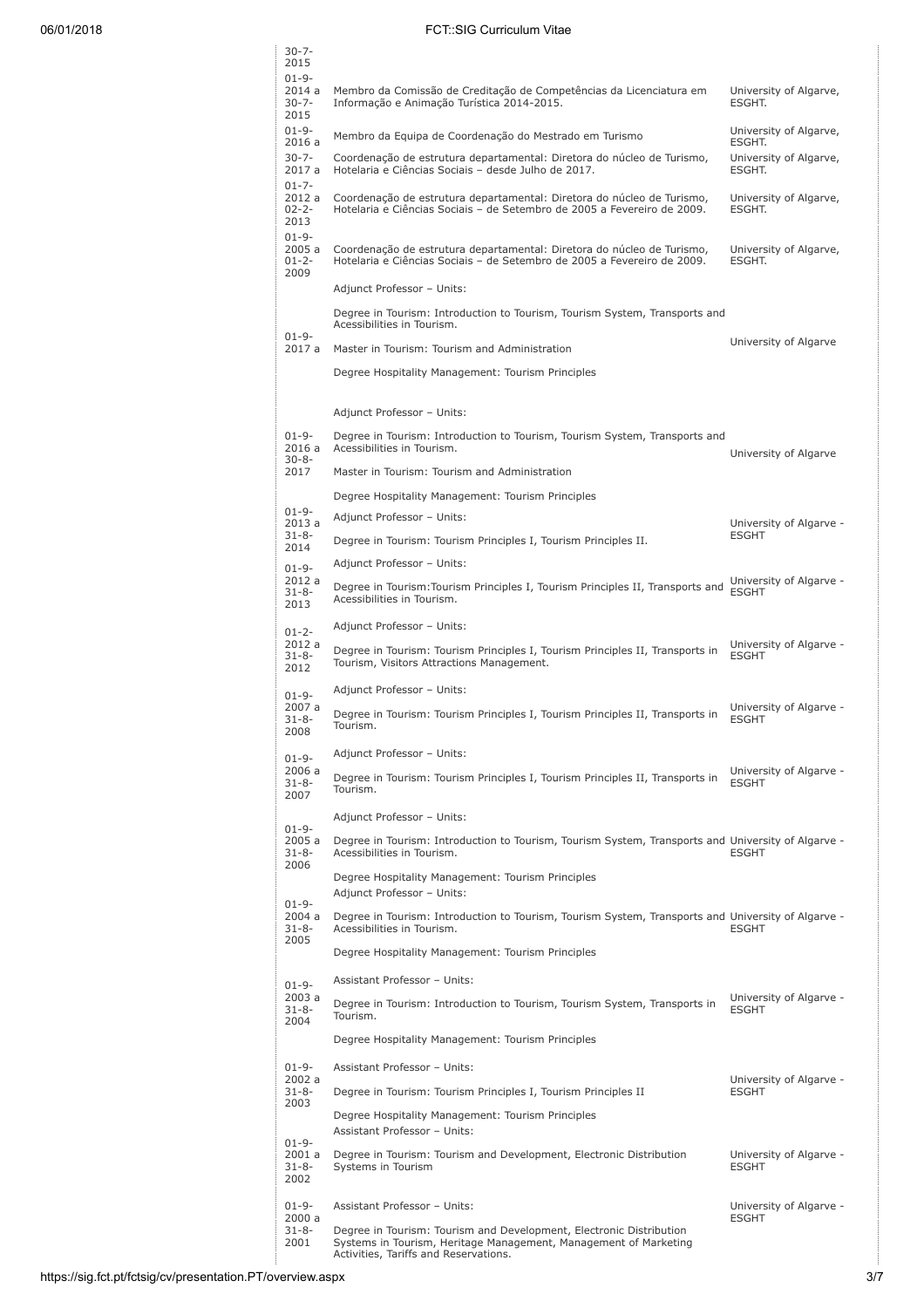| | | |
|---|---|---|
| 30-7-2015 | | |
| 01-9-2014 a 30-7-2015 | Membro da Comissão de Creditação de Competências da Licenciatura em Informação e Animação Turística 2014-2015. | University of Algarve, ESGHT. |
| 01-9-2016 a | Membro da Equipa de Coordenação do Mestrado em Turismo | University of Algarve, ESGHT. |
| 30-7-2017 a | Coordenação de estrutura departamental: Diretora do núcleo de Turismo, Hotelaria e Ciências Sociais – desde Julho de 2017. | University of Algarve, ESGHT. |
| 01-7-2012 a 02-2-2013 | Coordenação de estrutura departamental: Diretora do núcleo de Turismo, Hotelaria e Ciências Sociais – de Setembro de 2005 a Fevereiro de 2009. | University of Algarve, ESGHT. |
| 01-9-2005 a 01-2-2009 | Coordenação de estrutura departamental: Diretora do núcleo de Turismo, Hotelaria e Ciências Sociais – de Setembro de 2005 a Fevereiro de 2009. | University of Algarve, ESGHT. |
| 01-9-2017 a | Adjunct Professor – Units:<br>Degree in Tourism: Introduction to Tourism, Tourism System, Transports and Acessibilities in Tourism.<br>Master in Tourism: Tourism and Administration<br>Degree Hospitality Management: Tourism Principles | University of Algarve |
| 01-9-2016 a 30-8-2017 | Adjunct Professor – Units:<br>Degree in Tourism: Introduction to Tourism, Tourism System, Transports and Acessibilities in Tourism.<br>Master in Tourism: Tourism and Administration<br>Degree Hospitality Management: Tourism Principles | University of Algarve |
| 01-9-2013 a 31-8-2014 | Adjunct Professor – Units:<br>Degree in Tourism: Tourism Principles I, Tourism Principles II. | University of Algarve - ESGHT |
| 01-9-2012 a 31-8-2013 | Adjunct Professor – Units:<br>Degree in Tourism:Tourism Principles I, Tourism Principles II, Transports and Acessibilities in Tourism. | University of Algarve - ESGHT |
| 01-2-2012 a 31-8-2012 | Adjunct Professor – Units:<br>Degree in Tourism: Tourism Principles I, Tourism Principles II, Transports in Tourism, Visitors Attractions Management. | University of Algarve - ESGHT |
| 01-9-2007 a 31-8-2008 | Adjunct Professor – Units:<br>Degree in Tourism: Tourism Principles I, Tourism Principles II, Transports in Tourism. | University of Algarve - ESGHT |
| 01-9-2006 a 31-8-2007 | Adjunct Professor – Units:<br>Degree in Tourism: Tourism Principles I, Tourism Principles II, Transports in Tourism. | University of Algarve - ESGHT |
| 01-9-2005 a 31-8-2006 | Adjunct Professor – Units:<br>Degree in Tourism: Introduction to Tourism, Tourism System, Transports and Acessibilities in Tourism.<br>Degree Hospitality Management: Tourism Principles | University of Algarve - ESGHT |
| 01-9-2004 a 31-8-2005 | Adjunct Professor – Units:<br>Degree in Tourism: Introduction to Tourism, Tourism System, Transports and Acessibilities in Tourism.<br>Degree Hospitality Management: Tourism Principles | University of Algarve - ESGHT |
| 01-9-2003 a 31-8-2004 | Assistant Professor – Units:<br>Degree in Tourism: Introduction to Tourism, Tourism System, Transports in Tourism.<br>Degree Hospitality Management: Tourism Principles | University of Algarve - ESGHT |
| 01-9-2002 a 31-8-2003 | Assistant Professor – Units:<br>Degree in Tourism: Tourism Principles I, Tourism Principles II<br>Degree Hospitality Management: Tourism Principles | University of Algarve - ESGHT |
| 01-9-2001 a 31-8-2002 | Assistant Professor – Units:<br>Degree in Tourism: Tourism and Development, Electronic Distribution Systems in Tourism | University of Algarve - ESGHT |
| 01-9-2000 a 31-8-2001 | Assistant Professor – Units:<br>Degree in Tourism: Tourism and Development, Electronic Distribution Systems in Tourism, Heritage Management, Management of Marketing Activities, Tariffs and Reservations. | University of Algarve - ESGHT |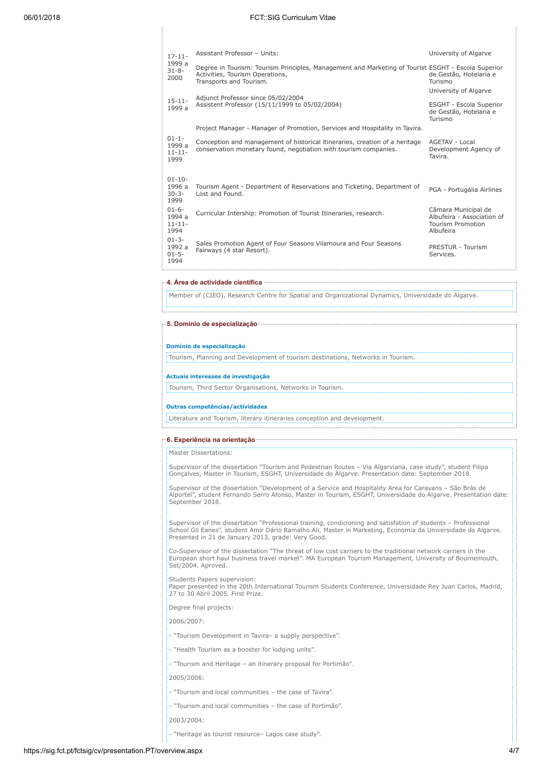| | | |
|---|---|---|
| 17-11-1999 a 31-8-2000 | Assistant Professor – Units:<br><br>Degree in Tourism: Tourism Principles, Management and Marketing of Tourist Activities, Tourism Operations, Transports and Tourism. | University of Algarve<br><br>ESGHT - Escola Superior de Gestão, Hotelaria e Turismo |
| 15-11-1999 a | Adjunct Professor since 05/02/2004<br>Assistent Professor (15/11/1999 to 05/02/2004) | University of Algarve<br><br>ESGHT - Escola Superior de Gestão, Hotelaria e Turismo |
| 01-1-1999 a 11-11-1999 | Project Manager - Manager of Promotion, Services and Hospitality in Tavira.<br><br>Conception and management of historical itineraries, creation of a heritage conservation monetary found, negotiation with tourism companies. | AGETAV - Local Development Agency of Tavira. |
| 01-10-1996 a 30-3-1999 | Tourism Agent - Department of Reservations and Ticketing, Department of Lost and Found. | PGA - Portugália Airlines |
| 01-6-1994 a 11-11-1994 | Curricular Intership: Promotion of Tourist Itineraries, research. | Câmara Municipal de Albufeira - Association of Tourism Promotion Albufeira |
| 01-3-1992 a 01-5-1994 | Sales Promotion Agent of Four Seasons Vilamoura and Four Seasons Fairways (4 star Resort). | PRESTUR - Tourism Services. |

## 4. Área de actividade científica

Member of (CIEO), Research Centre for Spatial and Organizational Dynamics, Universidade do Algarve.

## 5. Domínio de especialização

### Domínio de especialização

Tourism, Planning and Development of tourism destinations, Networks in Tourism.

### Actuais interesses de investigação

Tourism, Third Sector Organisations, Networks in Tourism.

### Outras competências/actividades

Literature and Tourism, literary itineraries conception and development.

## 6. Experiência na orientação

Master Dissertations:

Supervisor of the dissertation "Tourism and Pedestrian Routes – Via Algarviana, case study", student Filipa Gonçalves, Master in Tourism, ESGHT, Universidade do Algarve. Presentation date: September 2018.

Supervisor of the dissertation "Development of a Service and Hospitality Area for Caravans – São Brás de Alportel", student Fernando Serro Afonso, Master in Tourism, ESGHT, Universidade do Algarve. Presentation date: September 2018.

Supervisor of the dissertation "Professional training, condicioning and satisfation of students – Professional School Gil Eanes", student Amir Dário Ramalho Ali, Master in Marketing, Economia da Universidade do Algarve. Presented in 21 de January 2013, grade: Very Good.

Co-Supervisor of the dissertation "The threat of low cost carriers to the traditional network carriers in the European short haul business travel market". MA European Tourism Management, University of Bournemouth, Set/2004. Aproved.

Students Papers supervision:
Paper presented in the 20th International Tourism Students Conference, Universidade Rey Juan Carlos, Madrid, 27 to 30 Abril 2005. First Prize.

Degree final projects:

2006/2007:

- "Tourism Development in Tavira– a supply perspective".

- "Health Tourism as a booster for lodging units".

- "Tourism and Heritage – an itinerary proposal for Portimão".

2005/2006:

- "Tourism and local communities – the case of Tavira".

- "Tourism and local communities – the case of Portimão".

2003/2004:

- "Heritage as tourist resource– Lagos case study".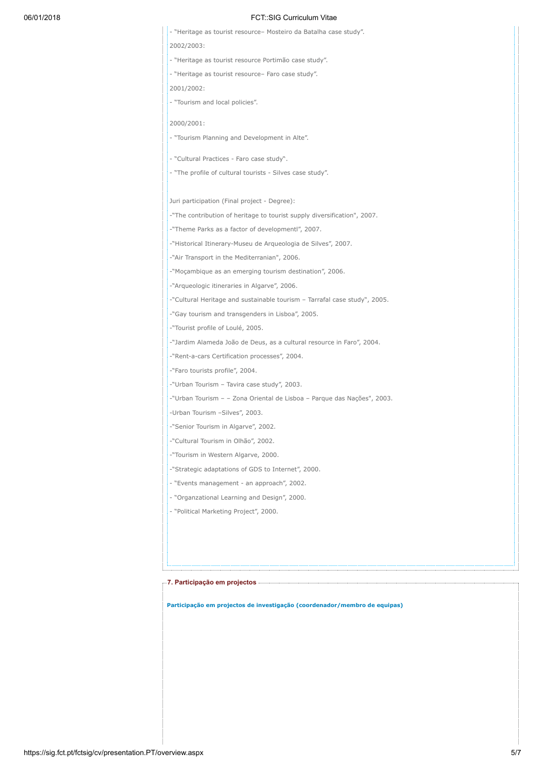- "Heritage as tourist resource– Mosteiro da Batalha case study".

2002/2003:

- "Heritage as tourist resource Portimão case study".

- "Heritage as tourist resource– Faro case study".

2001/2002:

- "Tourism and local policies".

2000/2001:

- "Tourism Planning and Development in Alte".

- "Cultural Practices - Faro case study".

- "The profile of cultural tourists - Silves case study".

Juri participation (Final project - Degree):

-"The contribution of heritage to tourist supply diversification", 2007.

-"Theme Parks as a factor of developmentl", 2007.

-"Historical Itinerary-Museu de Arqueologia de Silves", 2007.

-"Air Transport in the Mediterranian", 2006.

-"Moçambique as an emerging tourism destination", 2006.

-"Arqueologic itineraries in Algarve", 2006.

-"Cultural Heritage and sustainable tourism – Tarrafal case study", 2005.

-"Gay tourism and transgenders in Lisboa", 2005.

-"Tourist profile of Loulé, 2005.

-"Jardim Alameda João de Deus, as a cultural resource in Faro", 2004.

-"Rent-a-cars Certification processes", 2004.

-"Faro tourists profile", 2004.

-"Urban Tourism – Tavira case study", 2003.

-"Urban Tourism – – Zona Oriental de Lisboa – Parque das Nações", 2003.

-Urban Tourism –Silves", 2003.

-"Senior Tourism in Algarve", 2002.

-"Cultural Tourism in Olhão", 2002.

-"Tourism in Western Algarve, 2000.

-"Strategic adaptations of GDS to Internet", 2000.

- "Events management - an approach", 2002.

- "Organzational Learning and Design", 2000.

- "Political Marketing Project", 2000.

## 7. Participação em projectos

**Participação em projectos de investigação (coordenador/membro de equipas)**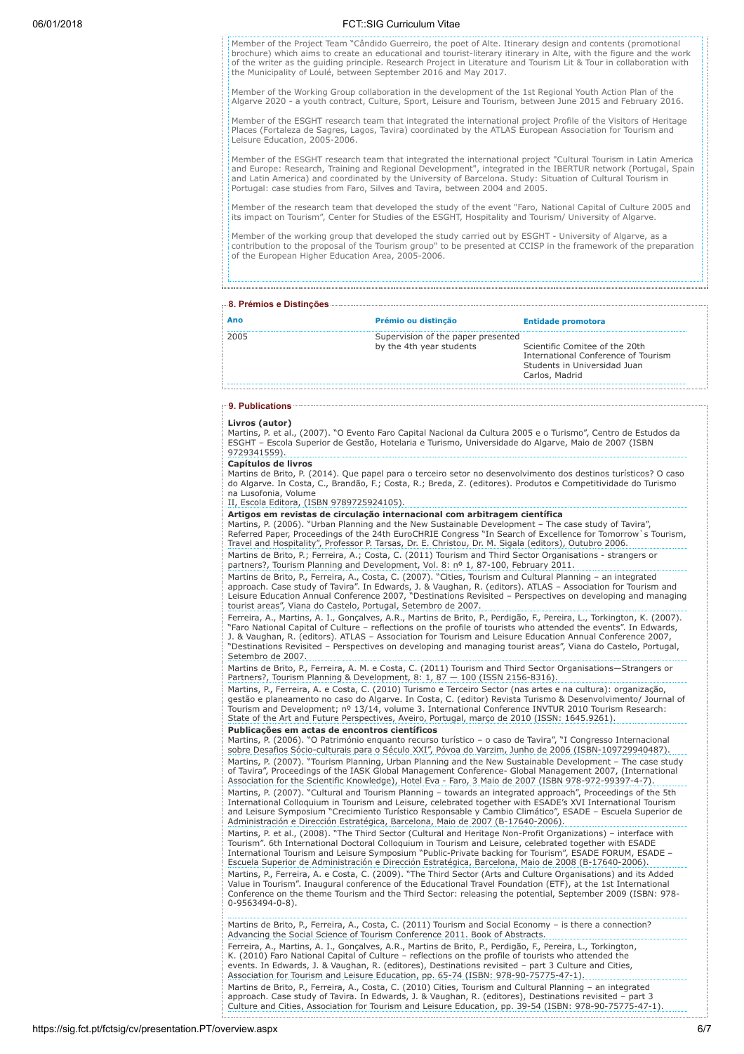Member of the Project Team "Cândido Guerreiro, the poet of Alte. Itinerary design and contents (promotional brochure) which aims to create an educational and tourist-literary itinerary in Alte, with the figure and the work of the writer as the guiding principle. Research Project in Literature and Tourism Lit & Tour in collaboration with the Municipality of Loulé, between September 2016 and May 2017.

Member of the Working Group collaboration in the development of the 1st Regional Youth Action Plan of the Algarve 2020 - a youth contract, Culture, Sport, Leisure and Tourism, between June 2015 and February 2016.

Member of the ESGHT research team that integrated the international project Profile of the Visitors of Heritage Places (Fortaleza de Sagres, Lagos, Tavira) coordinated by the ATLAS European Association for Tourism and Leisure Education, 2005-2006.

Member of the ESGHT research team that integrated the international project "Cultural Tourism in Latin America and Europe: Research, Training and Regional Development", integrated in the IBERTUR network (Portugal, Spain and Latin America) and coordinated by the University of Barcelona. Study: Situation of Cultural Tourism in Portugal: case studies from Faro, Silves and Tavira, between 2004 and 2005.

Member of the research team that developed the study of the event "Faro, National Capital of Culture 2005 and its impact on Tourism", Center for Studies of the ESGHT, Hospitality and Tourism/ University of Algarve.

Member of the working group that developed the study carried out by ESGHT - University of Algarve, as a contribution to the proposal of the Tourism group" to be presented at CCISP in the framework of the preparation of the European Higher Education Area, 2005-2006.

## 8. Prémios e Distinções

| Ano | Prémio ou distinção | Entidade promotora |
|---|---|---|
| 2005 | Supervision of the paper presented by the 4th year students | Scientific Comitee of the 20th International Conference of Tourism Students in Universidad Juan Carlos, Madrid |

## 9. Publications

**Livros (autor)**

Martins, P. et al., (2007). "O Evento Faro Capital Nacional da Cultura 2005 e o Turismo", Centro de Estudos da ESGHT – Escola Superior de Gestão, Hotelaria e Turismo, Universidade do Algarve, Maio de 2007 (ISBN 9729341559).

**Capítulos de livros**

Martins de Brito, P. (2014). Que papel para o terceiro setor no desenvolvimento dos destinos turísticos? O caso do Algarve. In Costa, C., Brandão, F.; Costa, R.; Breda, Z. (editores). Produtos e Competitividade do Turismo na Lusofonia, Volume
II, Escola Editora, (ISBN 9789725924105).

**Artigos em revistas de circulação internacional com arbitragem científica**

Martins, P. (2006). "Urban Planning and the New Sustainable Development – The case study of Tavira", Referred Paper, Proceedings of the 24th EuroCHRIE Congress "In Search of Excellence for Tomorrow`s Tourism, Travel and Hospitality", Professor P. Tarsas, Dr. E. Christou, Dr. M. Sigala (editors), Outubro 2006.

Martins de Brito, P.; Ferreira, A.; Costa, C. (2011) Tourism and Third Sector Organisations - strangers or partners?, Tourism Planning and Development, Vol. 8: nº 1, 87-100, February 2011.

Martins de Brito, P., Ferreira, A., Costa, C. (2007). "Cities, Tourism and Cultural Planning – an integrated approach. Case study of Tavira". In Edwards, J. & Vaughan, R. (editors). ATLAS – Association for Tourism and Leisure Education Annual Conference 2007, "Destinations Revisited – Perspectives on developing and managing tourist areas", Viana do Castelo, Portugal, Setembro de 2007.

Ferreira, A., Martins, A. I., Gonçalves, A.R., Martins de Brito, P., Perdigão, F., Pereira, L., Torkington, K. (2007). "Faro National Capital of Culture – reflections on the profile of tourists who attended the events". In Edwards, J. & Vaughan, R. (editors). ATLAS – Association for Tourism and Leisure Education Annual Conference 2007, "Destinations Revisited – Perspectives on developing and managing tourist areas", Viana do Castelo, Portugal, Setembro de 2007.

Martins de Brito, P., Ferreira, A. M. e Costa, C. (2011) Tourism and Third Sector Organisations—Strangers or Partners?, Tourism Planning & Development, 8: 1, 87 — 100 (ISSN 2156-8316).

Martins, P., Ferreira, A. e Costa, C. (2010) Turismo e Terceiro Sector (nas artes e na cultura): organização, gestão e planeamento no caso do Algarve. In Costa, C. (editor) Revista Turismo & Desenvolvimento/ Journal of Tourism and Development; nº 13/14, volume 3. International Conference INVTUR 2010 Tourism Research: State of the Art and Future Perspectives, Aveiro, Portugal, março de 2010 (ISSN: 1645.9261).

**Publicações em actas de encontros científicos**

Martins, P. (2006). "O Património enquanto recurso turístico – o caso de Tavira", "I Congresso Internacional sobre Desafios Sócio-culturais para o Século XXI", Póvoa do Varzim, Junho de 2006 (ISBN-109729940487).

Martins, P. (2007). "Tourism Planning, Urban Planning and the New Sustainable Development – The case study of Tavira", Proceedings of the IASK Global Management Conference- Global Management 2007, (International Association for the Scientific Knowledge), Hotel Eva - Faro, 3 Maio de 2007 (ISBN 978-972-99397-4-7).

Martins, P. (2007). "Cultural and Tourism Planning – towards an integrated approach", Proceedings of the 5th International Colloquium in Tourism and Leisure, celebrated together with ESADE's XVI International Tourism and Leisure Symposium "Crecimiento Turístico Responsable y Cambio Climático", ESADE – Escuela Superior de Administración e Dirección Estratégica, Barcelona, Maio de 2007 (B-17640-2006).

Martins, P. et al., (2008). "The Third Sector (Cultural and Heritage Non-Profit Organizations) – interface with Tourism". 6th International Doctoral Colloquium in Tourism and Leisure, celebrated together with ESADE International Tourism and Leisure Symposium "Public-Private backing for Tourism", ESADE FORUM, ESADE – Escuela Superior de Administración e Dirección Estratégica, Barcelona, Maio de 2008 (B-17640-2006).

Martins, P., Ferreira, A. e Costa, C. (2009). "The Third Sector (Arts and Culture Organisations) and its Added Value in Tourism". Inaugural conference of the Educational Travel Foundation (ETF), at the 1st International Conference on the theme Tourism and the Third Sector: releasing the potential, September 2009 (ISBN: 978-0-9563494-0-8).

Martins de Brito, P., Ferreira, A., Costa, C. (2011) Tourism and Social Economy – is there a connection? Advancing the Social Science of Tourism Conference 2011. Book of Abstracts.

Ferreira, A., Martins, A. I., Gonçalves, A.R., Martins de Brito, P., Perdigão, F., Pereira, L., Torkington, K. (2010) Faro National Capital of Culture – reflections on the profile of tourists who attended the events. In Edwards, J. & Vaughan, R. (editores), Destinations revisited – part 3 Culture and Cities, Association for Tourism and Leisure Education, pp. 65-74 (ISBN: 978-90-75775-47-1).

Martins de Brito, P., Ferreira, A., Costa, C. (2010) Cities, Tourism and Cultural Planning – an integrated approach. Case study of Tavira. In Edwards, J. & Vaughan, R. (editores), Destinations revisited – part 3 Culture and Cities, Association for Tourism and Leisure Education, pp. 39-54 (ISBN: 978-90-75775-47-1).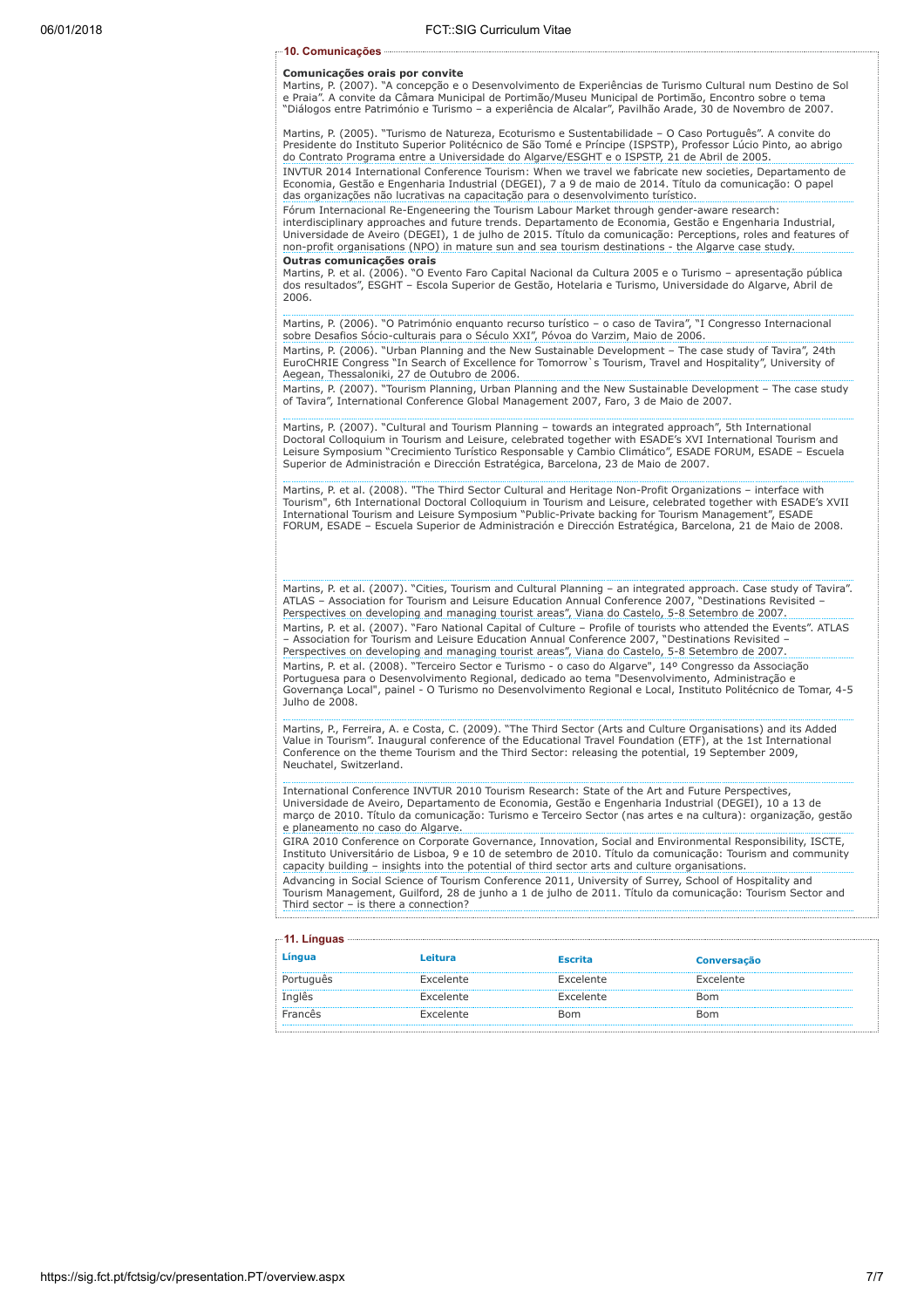## 10. Comunicações

**Comunicações orais por convite**

Martins, P. (2007). "A concepção e o Desenvolvimento de Experiências de Turismo Cultural num Destino de Sol e Praia". A convite da Câmara Municipal de Portimão/Museu Municipal de Portimão, Encontro sobre o tema "Diálogos entre Património e Turismo – a experiência de Alcalar", Pavilhão Arade, 30 de Novembro de 2007.

Martins, P. (2005). "Turismo de Natureza, Ecoturismo e Sustentabilidade – O Caso Português". A convite do Presidente do Instituto Superior Politécnico de São Tomé e Príncipe (ISPSTP), Professor Lúcio Pinto, ao abrigo do Contrato Programa entre a Universidade do Algarve/ESGHT e o ISPSTP, 21 de Abril de 2005.

INVTUR 2014 International Conference Tourism: When we travel we fabricate new societies, Departamento de Economia, Gestão e Engenharia Industrial (DEGEI), 7 a 9 de maio de 2014. Título da comunicação: O papel das organizações não lucrativas na capacitação para o desenvolvimento turístico.

Fórum Internacional Re-Engeneering the Tourism Labour Market through gender-aware research: interdisciplinary approaches and future trends. Departamento de Economia, Gestão e Engenharia Industrial, Universidade de Aveiro (DEGEI), 1 de julho de 2015. Título da comunicação: Perceptions, roles and features of non-profit organisations (NPO) in mature sun and sea tourism destinations - the Algarve case study.

**Outras comunicações orais**

Martins, P. et al. (2006). "O Evento Faro Capital Nacional da Cultura 2005 e o Turismo – apresentação pública dos resultados", ESGHT – Escola Superior de Gestão, Hotelaria e Turismo, Universidade do Algarve, Abril de 2006.

Martins, P. (2006). "O Património enquanto recurso turístico – o caso de Tavira", "I Congresso Internacional sobre Desafios Sócio-culturais para o Século XXI", Póvoa do Varzim, Maio de 2006.

Martins, P. (2006). "Urban Planning and the New Sustainable Development – The case study of Tavira", 24th EuroCHRIE Congress "In Search of Excellence for Tomorrow`s Tourism, Travel and Hospitality", University of Aegean, Thessaloniki, 27 de Outubro de 2006.

Martins, P. (2007). "Tourism Planning, Urban Planning and the New Sustainable Development – The case study of Tavira", International Conference Global Management 2007, Faro, 3 de Maio de 2007.

Martins, P. (2007). "Cultural and Tourism Planning – towards an integrated approach", 5th International Doctoral Colloquium in Tourism and Leisure, celebrated together with ESADE's XVI International Tourism and Leisure Symposium "Crecimiento Turístico Responsable y Cambio Climático", ESADE FORUM, ESADE – Escuela Superior de Administración e Dirección Estratégica, Barcelona, 23 de Maio de 2007.

Martins, P. et al. (2008). "The Third Sector Cultural and Heritage Non-Profit Organizations – interface with Tourism", 6th International Doctoral Colloquium in Tourism and Leisure, celebrated together with ESADE's XVII International Tourism and Leisure Symposium "Public-Private backing for Tourism Management", ESADE FORUM, ESADE – Escuela Superior de Administración e Dirección Estratégica, Barcelona, 21 de Maio de 2008.

Martins, P. et al. (2007). "Cities, Tourism and Cultural Planning – an integrated approach. Case study of Tavira". ATLAS – Association for Tourism and Leisure Education Annual Conference 2007, "Destinations Revisited – Perspectives on developing and managing tourist areas", Viana do Castelo, 5-8 Setembro de 2007.

Martins, P. et al. (2007). "Faro National Capital of Culture – Profile of tourists who attended the Events". ATLAS – Association for Tourism and Leisure Education Annual Conference 2007, "Destinations Revisited – Perspectives on developing and managing tourist areas", Viana do Castelo, 5-8 Setembro de 2007.

Martins, P. et al. (2008). "Terceiro Sector e Turismo - o caso do Algarve", 14º Congresso da Associação Portuguesa para o Desenvolvimento Regional, dedicado ao tema "Desenvolvimento, Administração e Governança Local", painel - O Turismo no Desenvolvimento Regional e Local, Instituto Politécnico de Tomar, 4-5 Julho de 2008.

Martins, P., Ferreira, A. e Costa, C. (2009). "The Third Sector (Arts and Culture Organisations) and its Added Value in Tourism". Inaugural conference of the Educational Travel Foundation (ETF), at the 1st International Conference on the theme Tourism and the Third Sector: releasing the potential, 19 September 2009, Neuchatel, Switzerland.

International Conference INVTUR 2010 Tourism Research: State of the Art and Future Perspectives, Universidade de Aveiro, Departamento de Economia, Gestão e Engenharia Industrial (DEGEI), 10 a 13 de março de 2010. Título da comunicação: Turismo e Terceiro Sector (nas artes e na cultura): organização, gestão e planeamento no caso do Algarve.

GIRA 2010 Conference on Corporate Governance, Innovation, Social and Environmental Responsibility, ISCTE, Instituto Universitário de Lisboa, 9 e 10 de setembro de 2010. Título da comunicação: Tourism and community capacity building – insights into the potential of third sector arts and culture organisations.

Advancing in Social Science of Tourism Conference 2011, University of Surrey, School of Hospitality and Tourism Management, Guilford, 28 de junho a 1 de julho de 2011. Título da comunicação: Tourism Sector and Third sector – is there a connection?

## 11. Línguas

| Língua | Leitura | Escrita | Conversação |
|---|---|---|---|
| Português | Excelente | Excelente | Excelente |
| Inglês | Excelente | Excelente | Bom |
| Francês | Excelente | Bom | Bom |